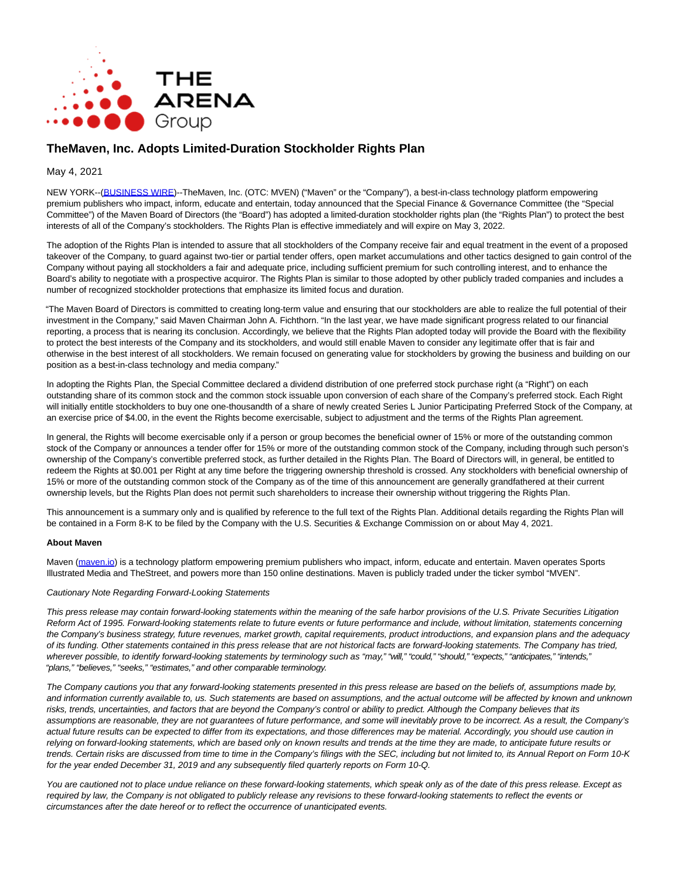# TheMaven, Inc. Adopts Limited-Duration Stockholder Rights Plan

May 4, 2021

NEW YORK--(BUSINESS WIRE)--TheMaven, Inc. (OTC: MVEN) ("Maven" or the "Company"), a best-in-class technology platform empowering premium publishers who impact, inform, educate and entertain, today announced that the Special Finance & Governance Committee (the "Special Committee") of the Maven Board of Directors (the "Board") has adopted a limited-duration stockholder rights plan (the "Rights Plan") to protect the best interests of all of the Company's stockholders. The Rights Plan is effective immediately and will expire on May 3, 2022.

The adoption of the Rights Plan is intended to assure that all stockholders of the Company receive fair and equal treatment in the event of a proposed takeover of the Company, to guard against two-tier or partial tender offers, open market accumulations and other tactics designed to gain control of the Company without paying all stockholders a fair and adequate price, including sufficient premium for such controlling interest, and to enhance the Board's ability to negotiate with a prospective acquiror. The Rights Plan is similar to those adopted by other publicly traded companies and includes a number of recognized stockholder protections that emphasize its limited focus and duration.

"The Maven Board of Directors is committed to creating long-term value and ensuring that our stockholders are able to realize the full potential of their investment in the Company," said Maven Chairman John A. Fichthorn. "In the last year, we have made significant progress related to our financial reporting, a process that is nearing its conclusion. Accordingly, we believe that the Rights Plan adopted today will provide the Board with the flexibility to protect the best interests of the Company and its stockholders, and would still enable Maven to consider any legitimate offer that is fair and otherwise in the best interest of all stockholders. We remain focused on generating value for stockholders by growing the business and building on our position as a best-in-class technology and media company."

In adopting the Rights Plan, the Special Committee declared a dividend distribution of one preferred stock purchase right (a "Right") on each outstanding share of its common stock and the common stock issuable upon conversion of each share of the Company's preferred stock. Each Right will initially entitle stockholders to buy one one-thousandth of a share of newly created Series L Junior Participating Preferred Stock of the Company, at an exercise price of $4.00, in the event the Rights become exercisable, subject to adjustment and the terms of the Rights Plan agreement.

In general, the Rights will become exercisable only if a person or group becomes the beneficial owner of 15% or more of the outstanding common stock of the Company or announces a tender offer for 15% or more of the outstanding common stock of the Company, including through such person's ownership of the Company's convertible preferred stock, as further detailed in the Rights Plan. The Board of Directors will, in general, be entitled to redeem the Rights at $0.001 per Right at any time before the triggering ownership threshold is crossed. Any stockholders with beneficial ownership of 15% or more of the outstanding common stock of the Company as of the time of this announcement are generally grandfathered at their current ownership levels, but the Rights Plan does not permit such shareholders to increase their ownership without triggering the Rights Plan.

This announcement is a summary only and is qualified by reference to the full text of the Rights Plan. Additional details regarding the Rights Plan will be contained in a Form 8-K to be filed by the Company with the U.S. Securities & Exchange Commission on or about May 4, 2021.

**About Maven**

Maven (maven.io) is a technology platform empowering premium publishers who impact, inform, educate and entertain. Maven operates Sports Illustrated Media and TheStreet, and powers more than 150 online destinations. Maven is publicly traded under the ticker symbol "MVEN".

*Cautionary Note Regarding Forward-Looking Statements*

*This press release may contain forward-looking statements within the meaning of the safe harbor provisions of the U.S. Private Securities Litigation Reform Act of 1995. Forward-looking statements relate to future events or future performance and include, without limitation, statements concerning the Company's business strategy, future revenues, market growth, capital requirements, product introductions, and expansion plans and the adequacy of its funding. Other statements contained in this press release that are not historical facts are forward-looking statements. The Company has tried, wherever possible, to identify forward-looking statements by terminology such as "may," "will," "could," "should," "expects," "anticipates," "intends," "plans," "believes," "seeks," "estimates," and other comparable terminology.*

*The Company cautions you that any forward-looking statements presented in this press release are based on the beliefs of, assumptions made by, and information currently available to, us. Such statements are based on assumptions, and the actual outcome will be affected by known and unknown risks, trends, uncertainties, and factors that are beyond the Company's control or ability to predict. Although the Company believes that its assumptions are reasonable, they are not guarantees of future performance, and some will inevitably prove to be incorrect. As a result, the Company's actual future results can be expected to differ from its expectations, and those differences may be material. Accordingly, you should use caution in relying on forward-looking statements, which are based only on known results and trends at the time they are made, to anticipate future results or trends. Certain risks are discussed from time to time in the Company's filings with the SEC, including but not limited to, its Annual Report on Form 10-K for the year ended December 31, 2019 and any subsequently filed quarterly reports on Form 10-Q.*

*You are cautioned not to place undue reliance on these forward-looking statements, which speak only as of the date of this press release. Except as required by law, the Company is not obligated to publicly release any revisions to these forward-looking statements to reflect the events or circumstances after the date hereof or to reflect the occurrence of unanticipated events.*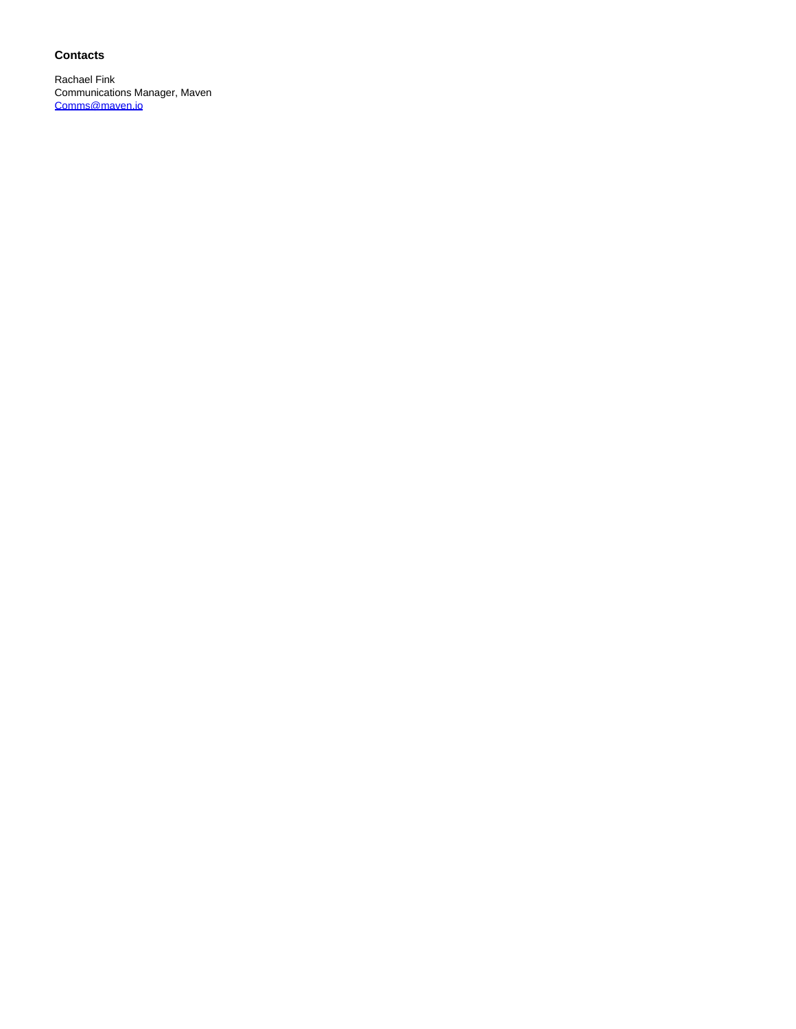### Contacts

Rachael Fink  
Communications Manager, Maven  
[Comms@maven.io](mailto:Comms@maven.io)